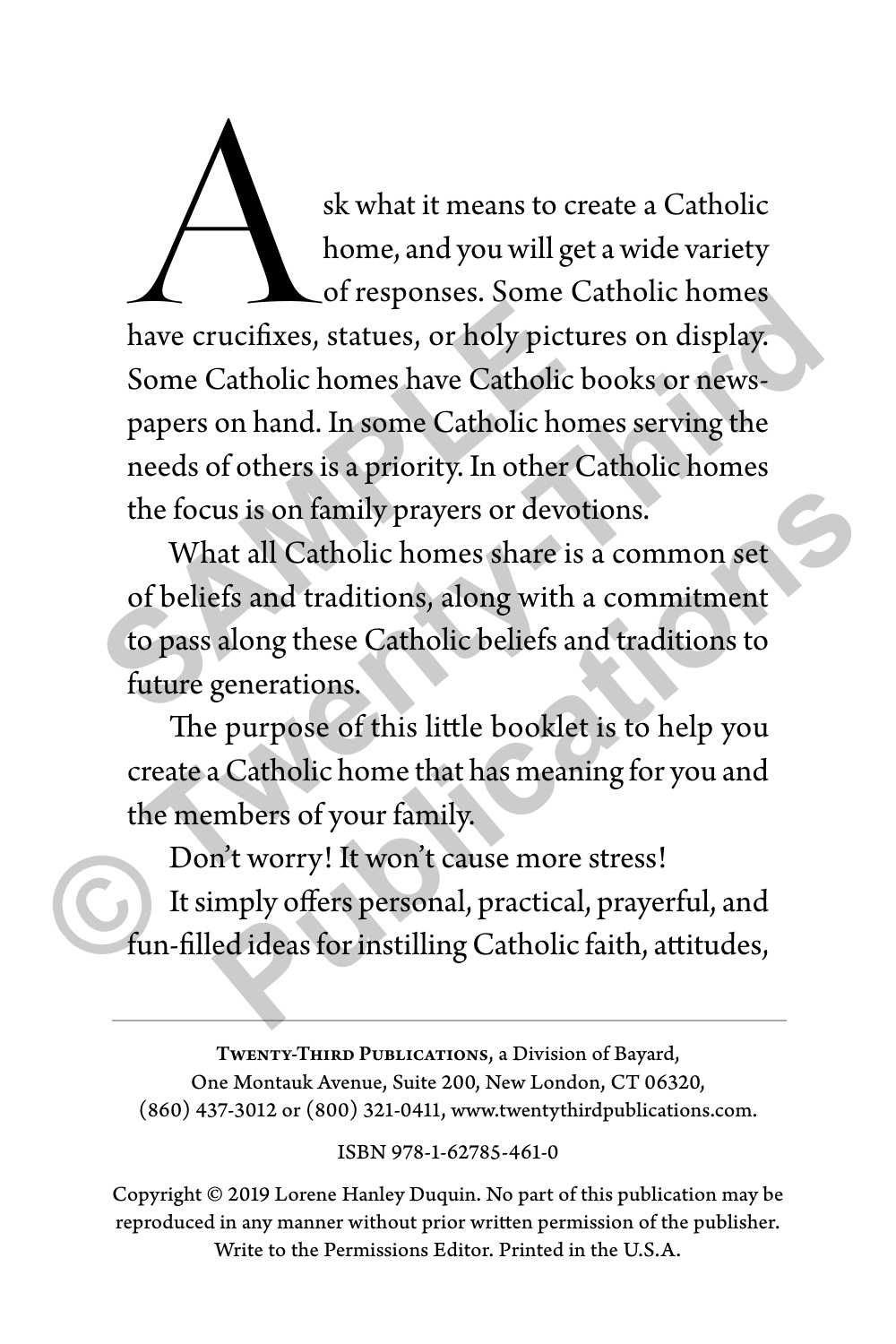Ask what it means to create a Catholic home, and you will get a wide variety of responses. Some Catholic homes have crucifixes, statues, or holy pictures on display. Some Catholic homes have Catholic books or newspapers on hand. In some Catholic homes serving the needs of others is a priority. In other Catholic homes the focus is on family prayers or devotions.

What all Catholic homes share is a common set of beliefs and traditions, along with a commitment to pass along these Catholic beliefs and traditions to future generations.

The purpose of this little booklet is to help you create a Catholic home that has meaning for you and the members of your family.

Don't worry! It won't cause more stress!

It simply offers personal, practical, prayerful, and fun-filled ideas for instilling Catholic faith, attitudes,

---

**Twenty-Third Publications**, a Division of Bayard,
One Montauk Avenue, Suite 200, New London, CT 06320,
(860) 437-3012 or (800) 321-0411, www.twentythirdpublications.com.

ISBN 978-1-62785-461-0

Copyright © 2019 Lorene Hanley Duquin. No part of this publication may be reproduced in any manner without prior written permission of the publisher. Write to the Permissions Editor. Printed in the U.S.A.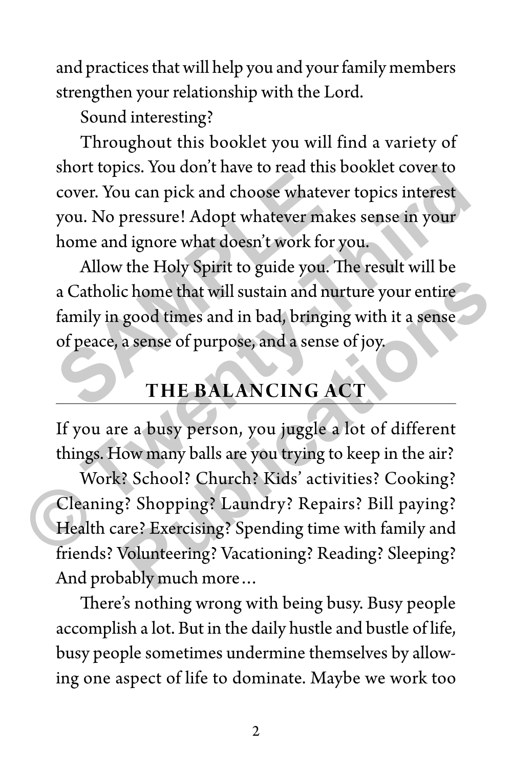and practices that will help you and your family members strengthen your relationship with the Lord.

Sound interesting?

Throughout this booklet you will find a variety of short topics. You don't have to read this booklet cover to cover. You can pick and choose whatever topics interest you. No pressure! Adopt whatever makes sense in your home and ignore what doesn't work for you.

Allow the Holy Spirit to guide you. The result will be a Catholic home that will sustain and nurture your entire family in good times and in bad, bringing with it a sense of peace, a sense of purpose, and a sense of joy.

## THE BALANCING ACT

If you are a busy person, you juggle a lot of different things. How many balls are you trying to keep in the air?

Work? School? Church? Kids' activities? Cooking? Cleaning? Shopping? Laundry? Repairs? Bill paying? Health care? Exercising? Spending time with family and friends? Volunteering? Vacationing? Reading? Sleeping? And probably much more…

There's nothing wrong with being busy. Busy people accomplish a lot. But in the daily hustle and bustle of life, busy people sometimes undermine themselves by allowing one aspect of life to dominate. Maybe we work too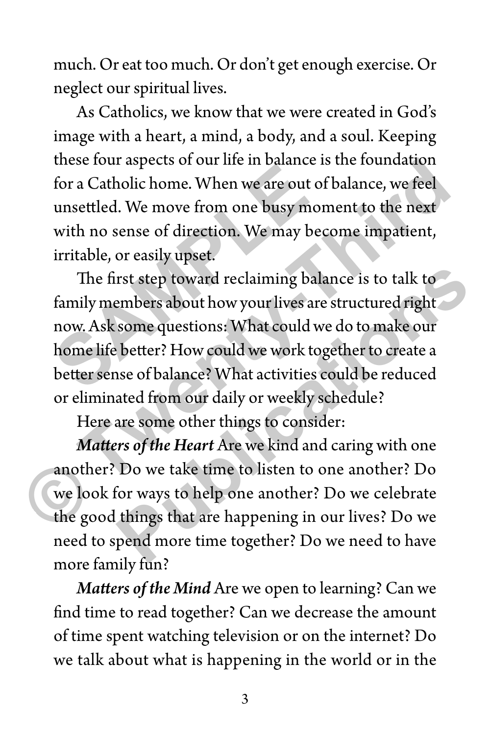much. Or eat too much. Or don't get enough exercise. Or neglect our spiritual lives.

As Catholics, we know that we were created in God's image with a heart, a mind, a body, and a soul. Keeping these four aspects of our life in balance is the foundation for a Catholic home. When we are out of balance, we feel unsettled. We move from one busy moment to the next with no sense of direction. We may become impatient, irritable, or easily upset.

The first step toward reclaiming balance is to talk to family members about how your lives are structured right now. Ask some questions: What could we do to make our home life better? How could we work together to create a better sense of balance? What activities could be reduced or eliminated from our daily or weekly schedule?

Here are some other things to consider:

***Matters of the Heart*** Are we kind and caring with one another? Do we take time to listen to one another? Do we look for ways to help one another? Do we celebrate the good things that are happening in our lives? Do we need to spend more time together? Do we need to have more family fun?

***Matters of the Mind*** Are we open to learning? Can we find time to read together? Can we decrease the amount of time spent watching television or on the internet? Do we talk about what is happening in the world or in the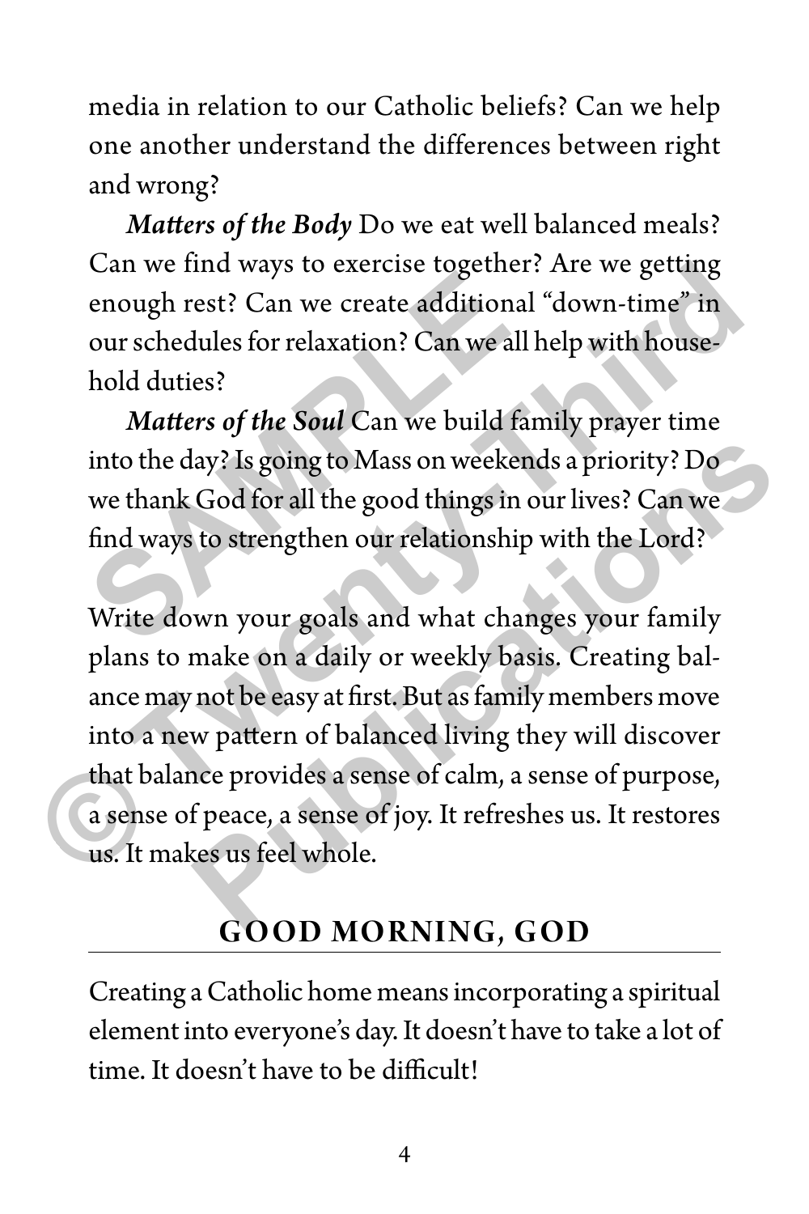media in relation to our Catholic beliefs? Can we help one another understand the differences between right and wrong?

***Matters of the Body*** Do we eat well balanced meals? Can we find ways to exercise together? Are we getting enough rest? Can we create additional "down-time" in our schedules for relaxation? Can we all help with household duties?

***Matters of the Soul*** Can we build family prayer time into the day? Is going to Mass on weekends a priority? Do we thank God for all the good things in our lives? Can we find ways to strengthen our relationship with the Lord?

Write down your goals and what changes your family plans to make on a daily or weekly basis. Creating balance may not be easy at first. But as family members move into a new pattern of balanced living they will discover that balance provides a sense of calm, a sense of purpose, a sense of peace, a sense of joy. It refreshes us. It restores us. It makes us feel whole.

## GOOD MORNING, GOD

Creating a Catholic home means incorporating a spiritual element into everyone's day. It doesn't have to take a lot of time. It doesn't have to be difficult!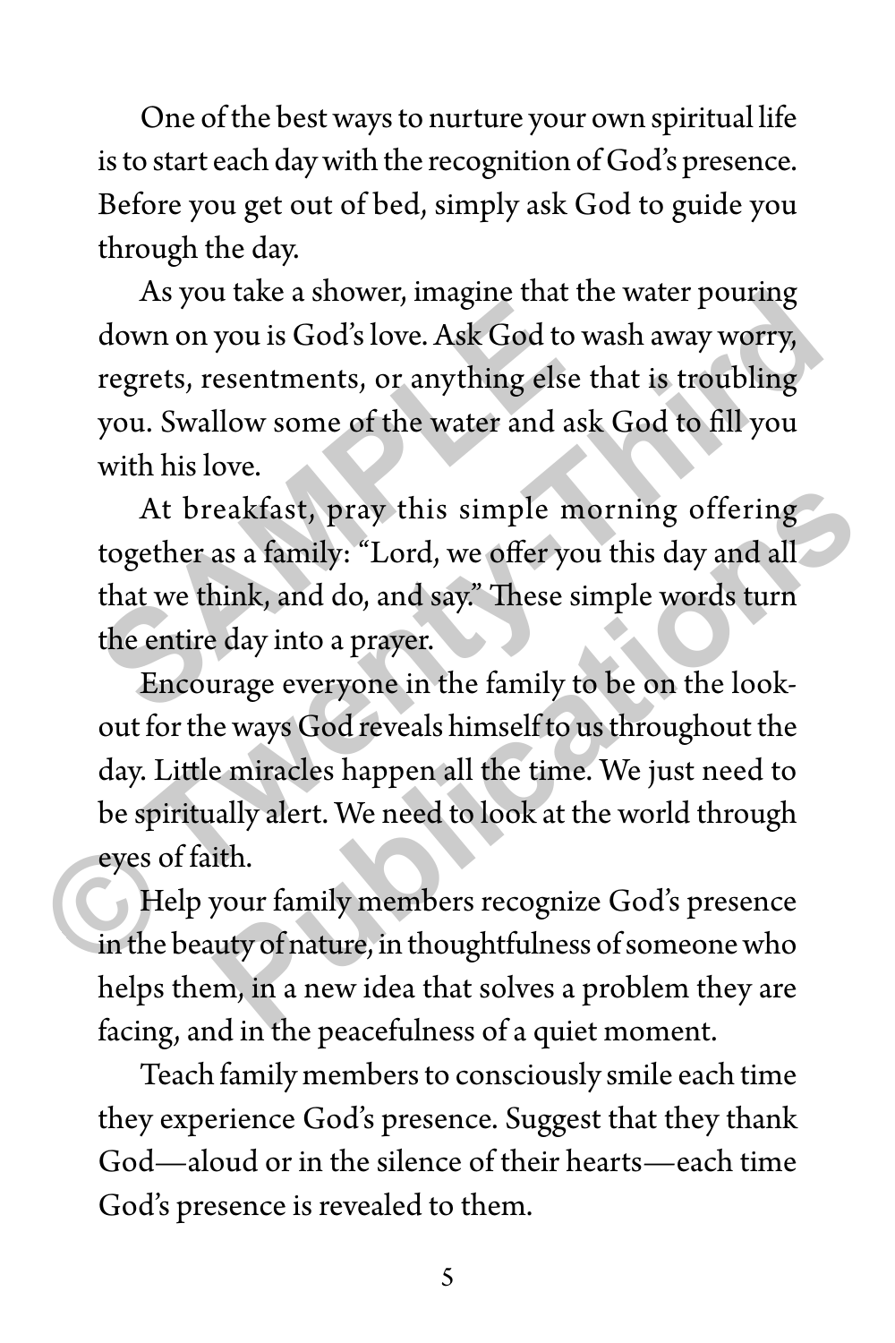One of the best ways to nurture your own spiritual life is to start each day with the recognition of God's presence. Before you get out of bed, simply ask God to guide you through the day.

As you take a shower, imagine that the water pouring down on you is God's love. Ask God to wash away worry, regrets, resentments, or anything else that is troubling you. Swallow some of the water and ask God to fill you with his love.

At breakfast, pray this simple morning offering together as a family: "Lord, we offer you this day and all that we think, and do, and say." These simple words turn the entire day into a prayer.

Encourage everyone in the family to be on the lookout for the ways God reveals himself to us throughout the day. Little miracles happen all the time. We just need to be spiritually alert. We need to look at the world through eyes of faith.

Help your family members recognize God's presence in the beauty of nature, in thoughtfulness of someone who helps them, in a new idea that solves a problem they are facing, and in the peacefulness of a quiet moment.

Teach family members to consciously smile each time they experience God's presence. Suggest that they thank God—aloud or in the silence of their hearts—each time God's presence is revealed to them.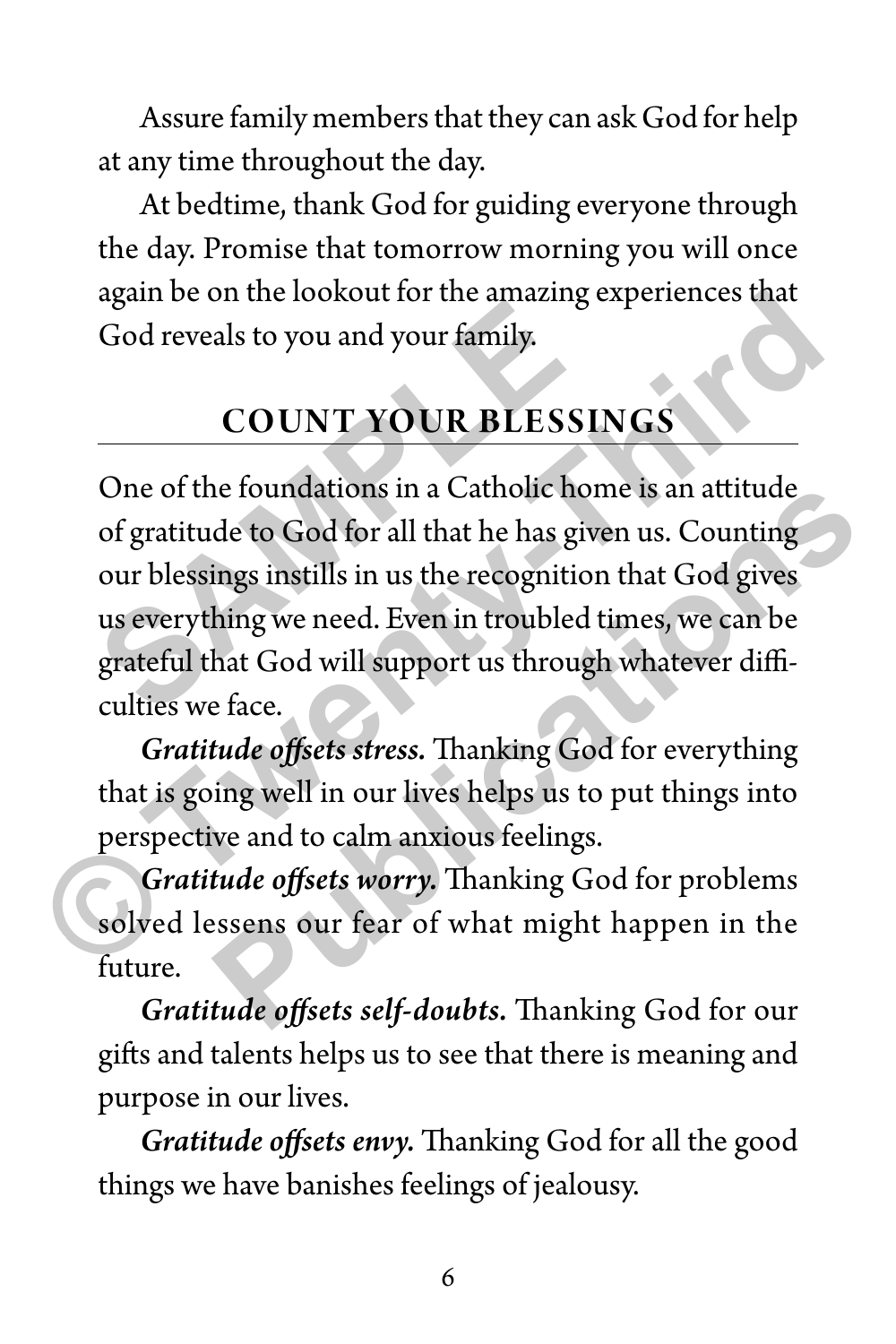Assure family members that they can ask God for help at any time throughout the day.

At bedtime, thank God for guiding everyone through the day. Promise that tomorrow morning you will once again be on the lookout for the amazing experiences that God reveals to you and your family.

## COUNT YOUR BLESSINGS

One of the foundations in a Catholic home is an attitude of gratitude to God for all that he has given us. Counting our blessings instills in us the recognition that God gives us everything we need. Even in troubled times, we can be grateful that God will support us through whatever difficulties we face.

***Gratitude offsets stress.*** Thanking God for everything that is going well in our lives helps us to put things into perspective and to calm anxious feelings.

***Gratitude offsets worry.*** Thanking God for problems solved lessens our fear of what might happen in the future.

***Gratitude offsets self-doubts.*** Thanking God for our gifts and talents helps us to see that there is meaning and purpose in our lives.

***Gratitude offsets envy.*** Thanking God for all the good things we have banishes feelings of jealousy.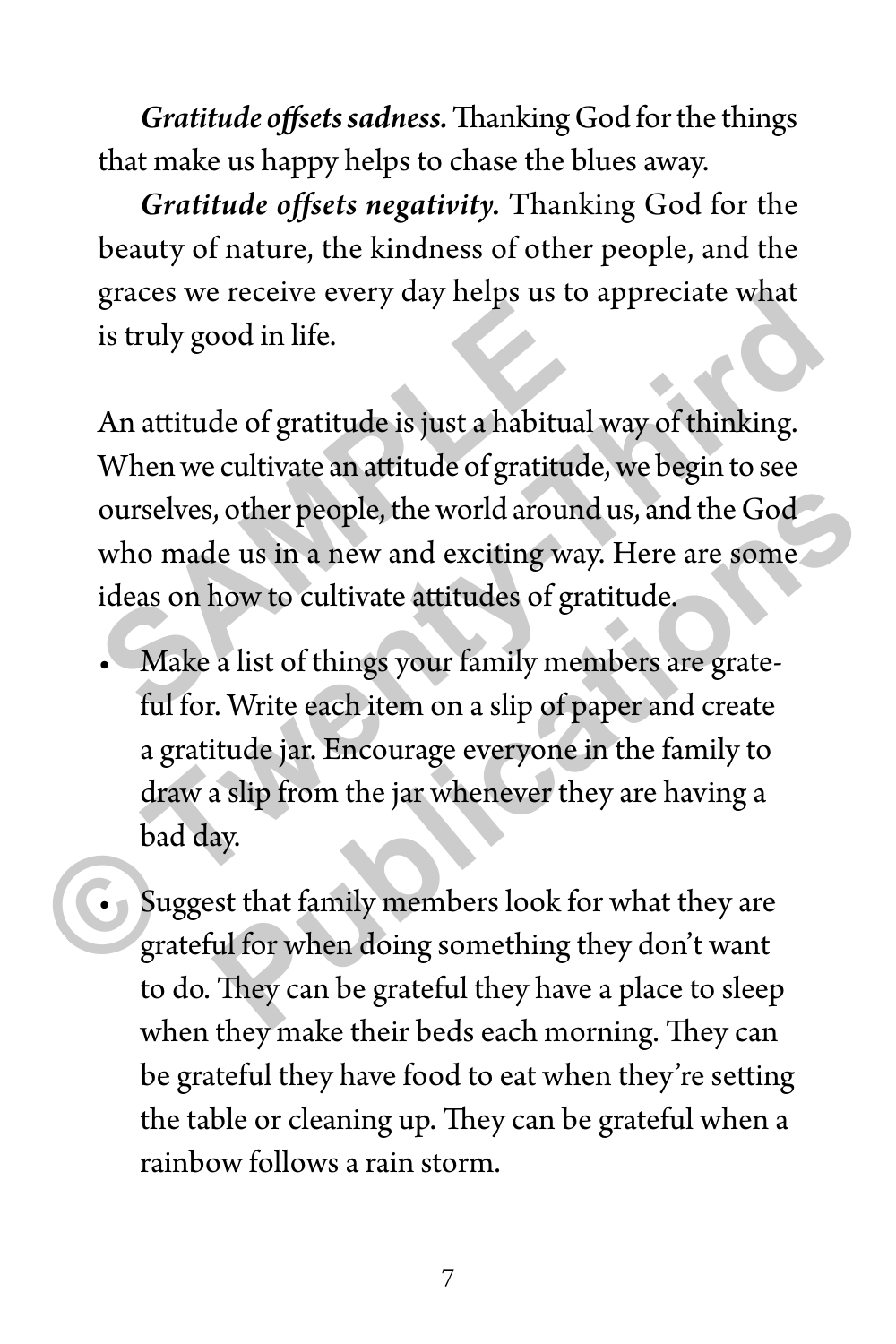***Gratitude offsets sadness.*** Thanking God for the things that make us happy helps to chase the blues away.

***Gratitude offsets negativity.*** Thanking God for the beauty of nature, the kindness of other people, and the graces we receive every day helps us to appreciate what is truly good in life.

An attitude of gratitude is just a habitual way of thinking. When we cultivate an attitude of gratitude, we begin to see ourselves, other people, the world around us, and the God who made us in a new and exciting way. Here are some ideas on how to cultivate attitudes of gratitude.

- Make a list of things your family members are grateful for. Write each item on a slip of paper and create a gratitude jar. Encourage everyone in the family to draw a slip from the jar whenever they are having a bad day.
- Suggest that family members look for what they are grateful for when doing something they don't want to do. They can be grateful they have a place to sleep when they make their beds each morning. They can be grateful they have food to eat when they're setting the table or cleaning up. They can be grateful when a rainbow follows a rain storm.